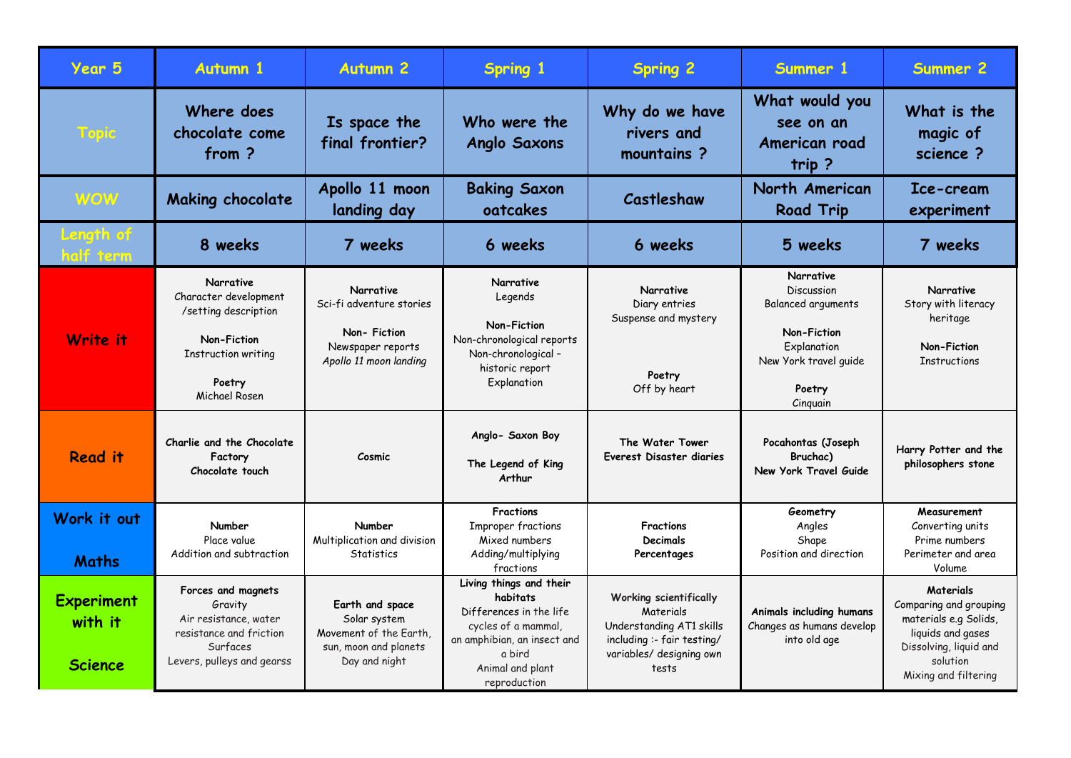| Year 5 | Autumn 1 | Autumn 2 | Spring 1 | Spring 2 | Summer 1 | Summer 2 |
|---|---|---|---|---|---|---|
| Topic | Where does chocolate come from ? | Is space the final frontier? | Who were the Anglo Saxons | Why do we have rivers and mountains ? | What would you see on an American road trip ? | What is the magic of science ? |
| WOW | Making chocolate | Apollo 11 moon landing day | Baking Saxon oatcakes | Castleshaw | North American Road Trip | Ice-cream experiment |
| Length of half term | 8 weeks | 7 weeks | 6 weeks | 6 weeks | 5 weeks | 7 weeks |
| Write it | **Narrative** Character development /setting description **Non-Fiction** Instruction writing **Poetry** Michael Rosen | **Narrative** Sci-fi adventure stories **Non- Fiction** Newspaper reports *Apollo 11 moon landing* | **Narrative** Legends **Non-Fiction** Non-chronological reports Non-chronological – historic report Explanation | **Narrative** Diary entries Suspense and mystery **Poetry** Off by heart | **Narrative** Discussion Balanced arguments **Non-Fiction** Explanation New York travel guide **Poetry** Cinquain | **Narrative** Story with literacy heritage **Non-Fiction** Instructions |
| Read it | **Charlie and the Chocolate Factory** **Chocolate touch** | **Cosmic** | **Anglo- Saxon Boy** **The Legend of King Arthur** | **The Water Tower** **Everest Disaster diaries** | **Pocahontas (Joseph Bruchac)** **New York Travel Guide** | **Harry Potter and the philosophers stone** |
| Work it out Maths | **Number** Place value Addition and subtraction | **Number** Multiplication and division Statistics | **Fractions** Improper fractions Mixed numbers Adding/multiplying fractions | **Fractions** **Decimals** **Percentages** | **Geometry** Angles Shape Position and direction | **Measurement** Converting units Prime numbers Perimeter and area Volume |
| Experiment with it Science | **Forces and magnets** Gravity Air resistance, water resistance and friction Surfaces Levers, pulleys and gearss | **Earth and space** Solar system Movement of the Earth, sun, moon and planets Day and night | **Living things and their habitats** Differences in the life cycles of a mammal, an amphibian, an insect and a bird Animal and plant reproduction | Working scientifically Materials Understanding AT1 skills including :- fair testing/ variables/ designing own tests | **Animals including humans** Changes as humans develop into old age | **Materials** Comparing and grouping materials e.g Solids, liquids and gases Dissolving, liquid and solution Mixing and filtering |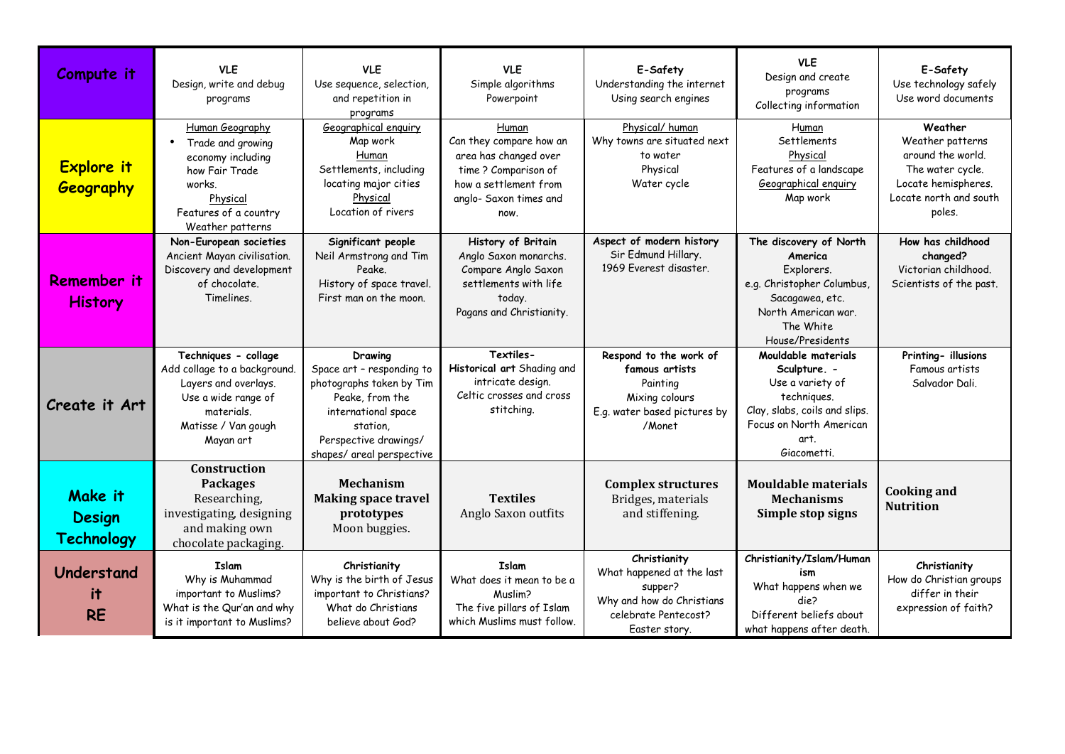| Compute it | **VLE**<br>Design, write and debug programs | **VLE**<br>Use sequence, selection, and repetition in programs | **VLE**<br>Simple algorithms<br>Powerpoint | **E-Safety**<br>Understanding the internet<br>Using search engines | **VLE**<br>Design and create programs<br>Collecting information | **E-Safety**<br>Use technology safely<br>Use word documents |
|---|---|---|---|---|---|---|
| **Explore it Geography** | Human Geography<br>• Trade and growing economy including how Fair Trade works.<br>Physical<br>Features of a country<br>Weather patterns | Geographical enquiry<br>Map work<br>Human<br>Settlements, including locating major cities<br>Physical<br>Location of rivers | Human<br>Can they compare how an area has changed over time ? Comparison of how a settlement from anglo- Saxon times and now. | Physical/ human<br>Why towns are situated next to water<br>Physical<br>Water cycle | Human<br>Settlements<br>Physical<br>Features of a landscape<br>Geographical enquiry<br>Map work | **Weather**<br>Weather patterns around the world.<br>The water cycle.<br>Locate hemispheres.<br>Locate north and south poles. |
| **Remember it History** | **Non-European societies**<br>Ancient Mayan civilisation.<br>Discovery and development of chocolate.<br>Timelines. | **Significant people**<br>Neil Armstrong and Tim Peake.<br>History of space travel.<br>First man on the moon. | **History of Britain**<br>Anglo Saxon monarchs.<br>Compare Anglo Saxon settlements with life today.<br>Pagans and Christianity. | **Aspect of modern history**<br>Sir Edmund Hillary.<br>1969 Everest disaster. | **The discovery of North America**<br>Explorers.<br>e.g. Christopher Columbus, Sacagawea, etc.<br>North American war.<br>The White House/Presidents | **How has childhood changed?**<br>Victorian childhood.<br>Scientists of the past. |
| **Create it Art** | **Techniques - collage**<br>Add collage to a background.<br>Layers and overlays.<br>Use a wide range of materials.<br>Matisse / Van gough<br>Mayan art | **Drawing**<br>Space art – responding to photographs taken by Tim Peake, from the international space station,<br>Perspective drawings/ shapes/ areal perspective | **Textiles-**<br>**Historical art** Shading and intricate design.<br>Celtic crosses and cross stitching. | **Respond to the work of famous artists**<br>Painting<br>Mixing colours<br>E.g. water based pictures by /Monet | **Mouldable materials Sculpture. -**<br>Use a variety of techniques.<br>Clay, slabs, coils and slips.<br>Focus on North American art.<br>Giacometti. | **Printing- illusions**<br>Famous artists<br>Salvador Dali. |
| **Make it Design Technology** | **Construction Packages**<br>Researching, investigating, designing and making own chocolate packaging. | **Mechanism**<br>**Making space travel prototypes**<br>Moon buggies. | **Textiles**<br>Anglo Saxon outfits | **Complex structures**<br>Bridges, materials and stiffening. | **Mouldable materials**<br>**Mechanisms**<br>**Simple stop signs** | **Cooking and Nutrition** |
| **Understand it RE** | **Islam**<br>Why is Muhammad important to Muslims?<br>What is the Qur'an and why is it important to Muslims? | **Christianity**<br>Why is the birth of Jesus important to Christians?<br>What do Christians believe about God? | **Islam**<br>What does it mean to be a Muslim?<br>The five pillars of Islam which Muslims must follow. | **Christianity**<br>What happened at the last supper?<br>Why and how do Christians celebrate Pentecost?<br>Easter story. | **Christianity/Islam/Humanism**<br>What happens when we die?<br>Different beliefs about what happens after death. | **Christianity**<br>How do Christian groups differ in their expression of faith? |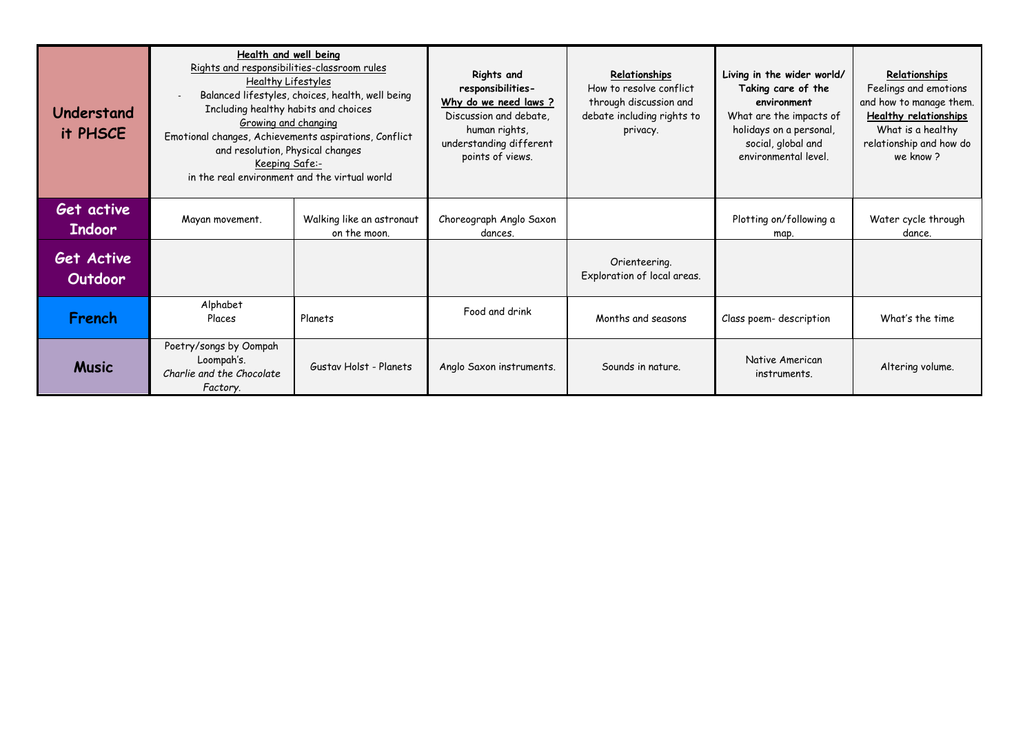| | | | | | | |
|---|---|---|---|---|---|---|
| **Understand it PHSCE** | Health and well being<br>Rights and responsibilities-classroom rules<br>Healthy Lifestyles<br>- Balanced lifestyles, choices, health, well being Including healthy habits and choices<br>Growing and changing<br>Emotional changes, Achievements aspirations, Conflict and resolution, Physical changes<br>Keeping Safe:-<br>in the real environment and the virtual world | | **Rights and responsibilities-**<br>**Why do we need laws ?**<br>Discussion and debate, human rights, understanding different points of views. | **Relationships**<br>How to resolve conflict through discussion and debate including rights to privacy. | **Living in the wider world/ Taking care of the environment**<br>What are the impacts of holidays on a personal, social, global and environmental level. | **Relationships**<br>Feelings and emotions and how to manage them.<br>**Healthy relationships**<br>What is a healthy relationship and how do we know ? |
| **Get active Indoor** | Mayan movement. | Walking like an astronaut on the moon. | Choreograph Anglo Saxon dances. | | Plotting on/following a map. | Water cycle through dance. |
| **Get Active Outdoor** | | | | Orienteering.<br>Exploration of local areas. | | |
| **French** | Alphabet<br>Places | Planets | Food and drink | Months and seasons | Class poem- description | What's the time |
| **Music** | Poetry/songs by Oompah Loompah's.<br>*Charlie and the Chocolate Factory.* | Gustav Holst - Planets | Anglo Saxon instruments. | Sounds in nature. | Native American instruments. | Altering volume. |